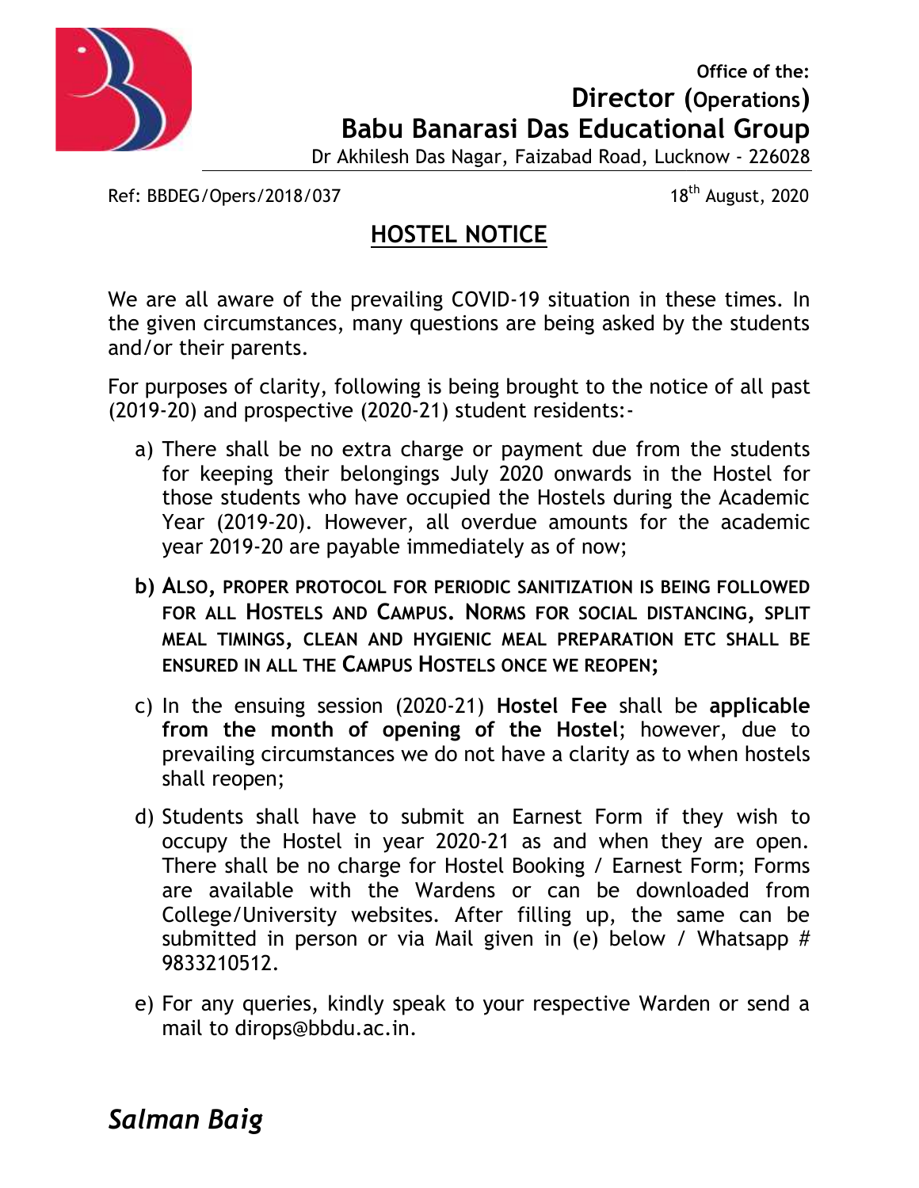Office of the:

**Director (Operations)**

**Babu Banarasi Das Educational Group**

Dr Akhilesh Das Nagar, Faizabad Road, Lucknow - 226028

Ref: BBDEG/Opers/2018/037

18th August, 2020

## HOSTEL NOTICE

We are all aware of the prevailing COVID-19 situation in these times. In the given circumstances, many questions are being asked by the students and/or their parents.

For purposes of clarity, following is being brought to the notice of all past (2019-20) and prospective (2020-21) student residents:-

a) There shall be no extra charge or payment due from the students for keeping their belongings July 2020 onwards in the Hostel for those students who have occupied the Hostels during the Academic Year (2019-20). However, all overdue amounts for the academic year 2019-20 are payable immediately as of now;

**b) Also, proper protocol for periodic sanitization is being followed for all Hostels and Campus. Norms for social distancing, split meal timings, clean and hygienic meal preparation etc shall be ensured in all the Campus Hostels once we reopen;**

c) In the ensuing session (2020-21) **Hostel Fee** shall be **applicable from the month of opening of the Hostel**; however, due to prevailing circumstances we do not have a clarity as to when hostels shall reopen;

d) Students shall have to submit an Earnest Form if they wish to occupy the Hostel in year 2020-21 as and when they are open. There shall be no charge for Hostel Booking / Earnest Form; Forms are available with the Wardens or can be downloaded from College/University websites. After filling up, the same can be submitted in person or via Mail given in (e) below / Whatsapp # 9833210512.

e) For any queries, kindly speak to your respective Warden or send a mail to dirops@bbdu.ac.in.

***Salman Baig***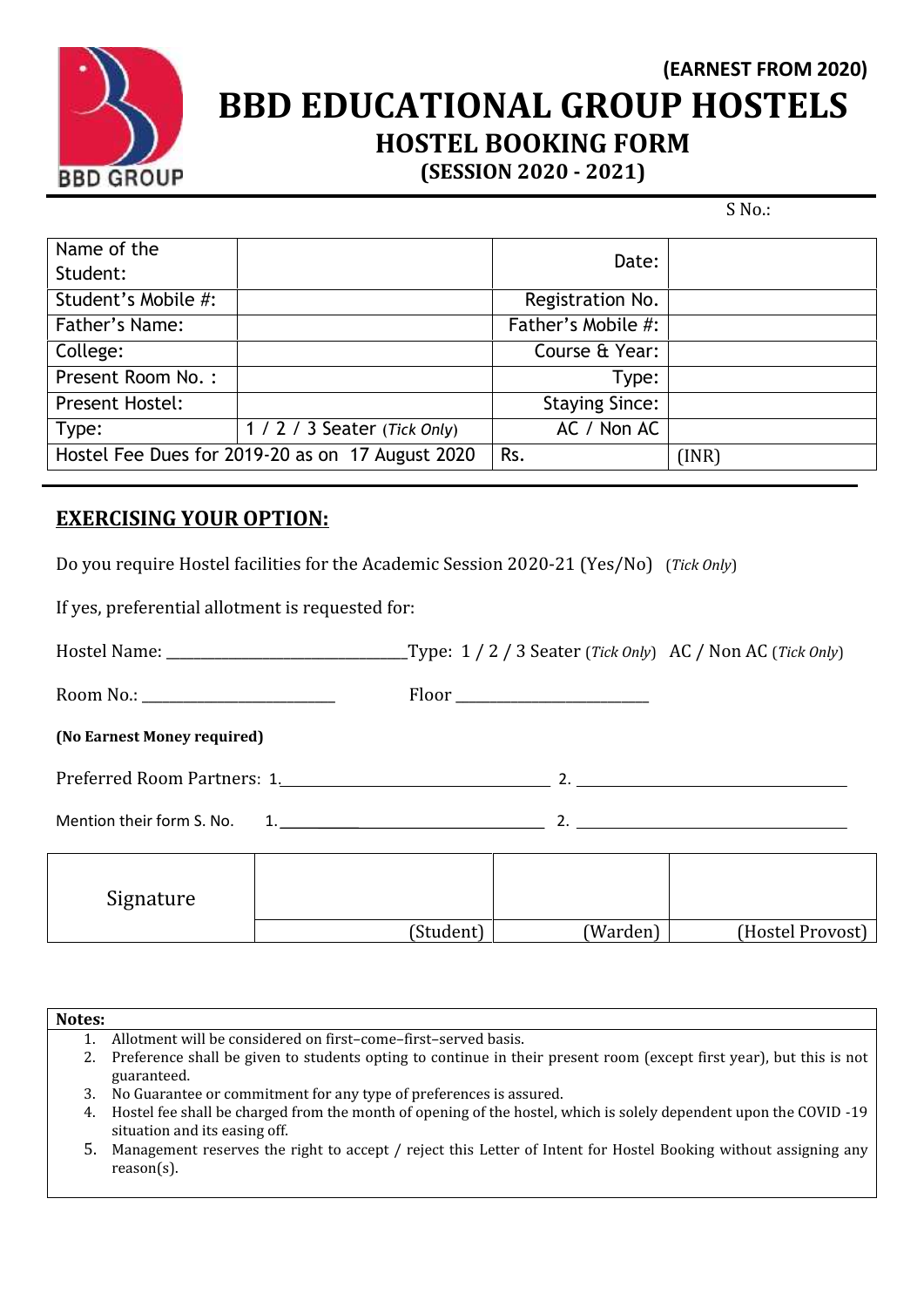(EARNEST FROM 2020)

# BBD EDUCATIONAL GROUP HOSTELS

## HOSTEL BOOKING FORM

### (SESSION 2020 - 2021)

S No.:

| | | | |
|---|---|---|---|
| Name of the Student: | | Date: | |
| Student's Mobile #: | | Registration No. | |
| Father's Name: | | Father's Mobile #: | |
| College: | | Course & Year: | |
| Present Room No. : | | Type: | |
| Present Hostel: | | Staying Since: | |
| Type: | 1 / 2 / 3 Seater (*Tick Only*) | AC / Non AC | |
| Hostel Fee Dues for 2019-20 as on 17 August 2020 | | Rs. | (INR) |

## EXERCISING YOUR OPTION:

Do you require Hostel facilities for the Academic Session 2020-21 (Yes/No) (*Tick Only*)

If yes, preferential allotment is requested for:

Hostel Name: ______________________ Type: 1 / 2 / 3 Seater (*Tick Only*) AC / Non AC (*Tick Only*)

Room No.: ____________________ Floor ____________________

**(No Earnest Money required)**

Preferred Room Partners: 1.__________________________ 2. __________________________

Mention their form S. No. 1.__________________________ 2. __________________________

| | | | |
|---|---|---|---|
| Signature | | | |
| | (Student) | (Warden) | (Hostel Provost) |

**Notes:**

1. Allotment will be considered on first–come–first–served basis.
2. Preference shall be given to students opting to continue in their present room (except first year), but this is not guaranteed.
3. No Guarantee or commitment for any type of preferences is assured.
4. Hostel fee shall be charged from the month of opening of the hostel, which is solely dependent upon the COVID -19 situation and its easing off.
5. Management reserves the right to accept / reject this Letter of Intent for Hostel Booking without assigning any reason(s).